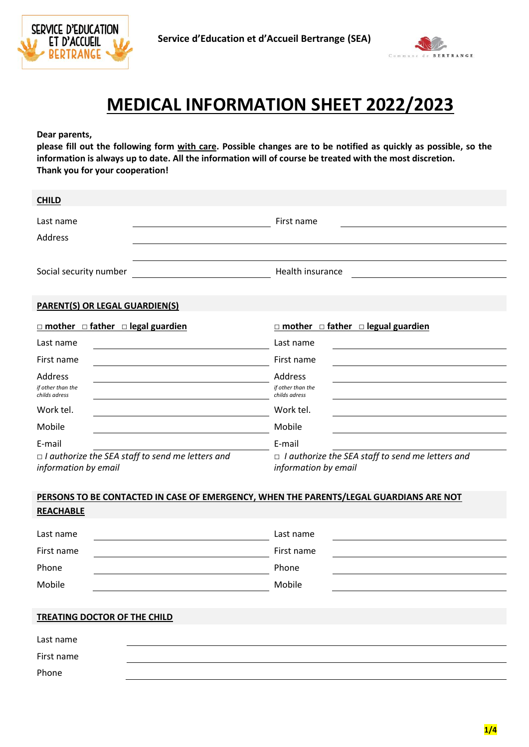**Service d'Education et d'Accueil Bertrange (SEA)**

# MEDICAL INFORMATION SHEET 2022/2023

**Dear parents,**
**please fill out the following form with care. Possible changes are to be notified as quickly as possible, so the information is always up to date. All the information will of course be treated with the most discretion.**
**Thank you for your cooperation!**

## CHILD

Last name ______________________ First name ______________________

Address ____________________________________________

____________________________________________

Social security number ______________________ Health insurance ______________________

## PARENT(S) OR LEGAL GUARDIEN(S)

| **□ mother □ father □ legual guardien** | | **□ mother □ father □ legual guardien** | |
|---|---|---|---|
| Last name | | Last name | |
| First name | | First name | |
| Address | | Address | |
| *if other than the childs adress* | | *if other than the childs adress* | |
| Work tel. | | Work tel. | |
| Mobile | | Mobile | |
| E-mail | | E-mail | |
| □ *I authorize the SEA staff to send me letters and information by email* | | □ *I authorize the SEA staff to send me letters and information by email* | |

## PERSONS TO BE CONTACTED IN CASE OF EMERGENCY, WHEN THE PARENTS/LEGAL GUARDIANS ARE NOT REACHABLE

| | | | |
|---|---|---|---|
| Last name | | Last name | |
| First name | | First name | |
| Phone | | Phone | |
| Mobile | | Mobile | |

## TREATING DOCTOR OF THE CHILD

Last name ____________________________________________

First name ____________________________________________

Phone ____________________________________________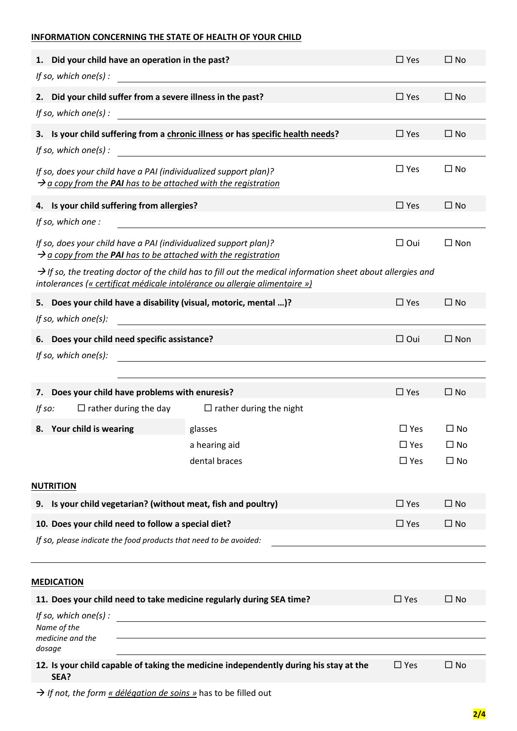## INFORMATION CONCERNING THE STATE OF HEALTH OF YOUR CHILD

**1. Did your child have an operation in the past?** ☐ Yes ☐ No

*If so, which one(s) :* \_\_\_\_\_\_\_\_\_\_\_\_\_\_\_\_\_\_\_\_

**2. Did your child suffer from a severe illness in the past?** ☐ Yes ☐ No

*If so, which one(s) :* \_\_\_\_\_\_\_\_\_\_\_\_\_\_\_\_\_\_\_\_

**3. Is your child suffering from a <u>chronic illness</u> or has <u>specific health needs</u>?** ☐ Yes ☐ No

*If so, which one(s) :* \_\_\_\_\_\_\_\_\_\_\_\_\_\_\_\_\_\_\_\_

*If so, does your child have a PAI (individualized support plan)?* ☐ Yes ☐ No
*→ <u>a copy from the **PAI** has to be attached with the registration</u>*

**4. Is your child suffering from allergies?** ☐ Yes ☐ No

*If so, which one :* \_\_\_\_\_\_\_\_\_\_\_\_\_\_\_\_\_\_\_\_

*If so, does your child have a PAI (individualized support plan)?* ☐ Oui ☐ Non
*→ <u>a copy from the **PAI** has to be attached with the registration</u>*

*→ If so, the treating doctor of the child has to fill out the medical information sheet about allergies and intolerances (<u>« certificat médicale intolérance ou allergie alimentaire »</u>)*

**5. Does your child have a disability (visual, motoric, mental …)?** ☐ Yes ☐ No

*If so, which one(s):* \_\_\_\_\_\_\_\_\_\_\_\_\_\_\_\_\_\_\_\_

**6. Does your child need specific assistance?** ☐ Oui ☐ Non

*If so, which one(s):* \_\_\_\_\_\_\_\_\_\_\_\_\_\_\_\_\_\_\_\_

\_\_\_\_\_\_\_\_\_\_\_\_\_\_\_\_\_\_\_\_

**7. Does your child have problems with enuresis?** ☐ Yes ☐ No

*If so:* ☐ rather during the day ☐ rather during the night

| **8. Your child is wearing** | | | |
|---|---|---|---|
| | glasses | ☐ Yes | ☐ No |
| | a hearing aid | ☐ Yes | ☐ No |
| | dental braces | ☐ Yes | ☐ No |

## NUTRITION

**9. Is your child vegetarian? (without meat, fish and poultry)** ☐ Yes ☐ No

**10. Does your child need to follow a special diet?** ☐ Yes ☐ No

*If so, please indicate the food products that need to be avoided:* \_\_\_\_\_\_\_\_\_\_\_\_\_\_\_\_\_\_\_\_

\_\_\_\_\_\_\_\_\_\_\_\_\_\_\_\_\_\_\_\_

## MEDICATION

**11. Does your child need to take medicine regularly during SEA time?** ☐ Yes ☐ No

*If so, which one(s) :* \_\_\_\_\_\_\_\_\_\_\_\_\_\_\_\_\_\_\_\_
*Name of the medicine and the dosage* \_\_\_\_\_\_\_\_\_\_\_\_\_\_\_\_\_\_\_\_

\_\_\_\_\_\_\_\_\_\_\_\_\_\_\_\_\_\_\_\_

**12. Is your child capable of taking the medicine independently during his stay at the SEA?** ☐ Yes ☐ No

→ *If not, the form <u>« délégation de soins »</u>* has to be filled out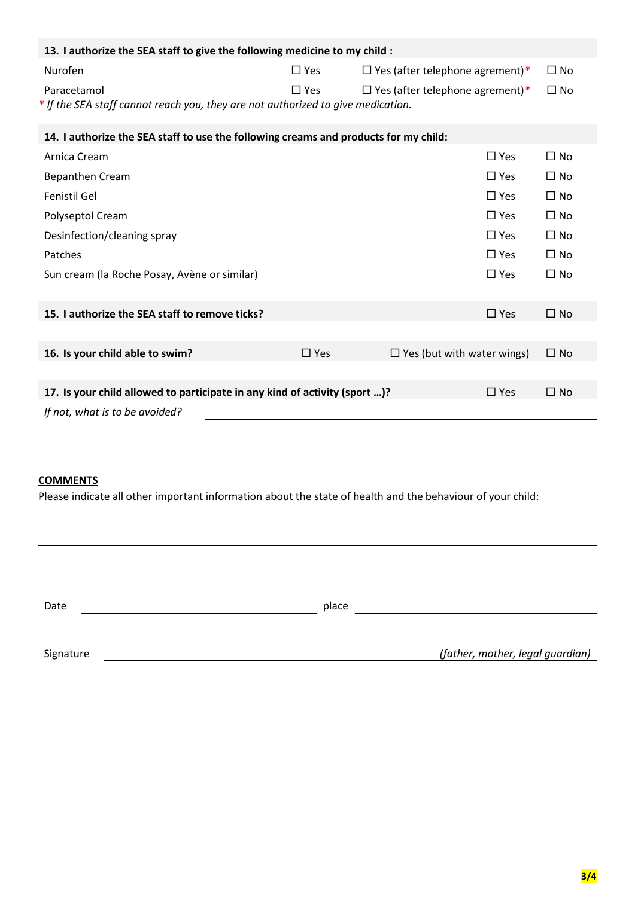**13. I authorize the SEA staff to give the following medicine to my child :**

| | | | |
|---|---|---|---|
| Nurofen | ☐ Yes | ☐ Yes (after telephone agrement)* | ☐ No |
| Paracetamol | ☐ Yes | ☐ Yes (after telephone agrement)* | ☐ No |

* *If the SEA staff cannot reach you, they are not authorized to give medication.*

**14. I authorize the SEA staff to use the following creams and products for my child:**

| | | |
|---|---|---|
| Arnica Cream | ☐ Yes | ☐ No |
| Bepanthen Cream | ☐ Yes | ☐ No |
| Fenistil Gel | ☐ Yes | ☐ No |
| Polyseptol Cream | ☐ Yes | ☐ No |
| Desinfection/cleaning spray | ☐ Yes | ☐ No |
| Patches | ☐ Yes | ☐ No |
| Sun cream (la Roche Posay, Avène or similar) | ☐ Yes | ☐ No |

**15. I authorize the SEA staff to remove ticks?** ☐ Yes ☐ No

**16. Is your child able to swim?** ☐ Yes ☐ Yes (but with water wings) ☐ No

**17. Is your child allowed to participate in any kind of activity (sport …)?** ☐ Yes ☐ No

*If not, what is to be avoided?* ______________________________

______________________________

**<u>COMMENTS</u>**

Please indicate all other important information about the state of health and the behaviour of your child:

______________________________

______________________________

______________________________

Date ______________________ place ______________________

Signature ______________________ *(father, mother, legal guardian)*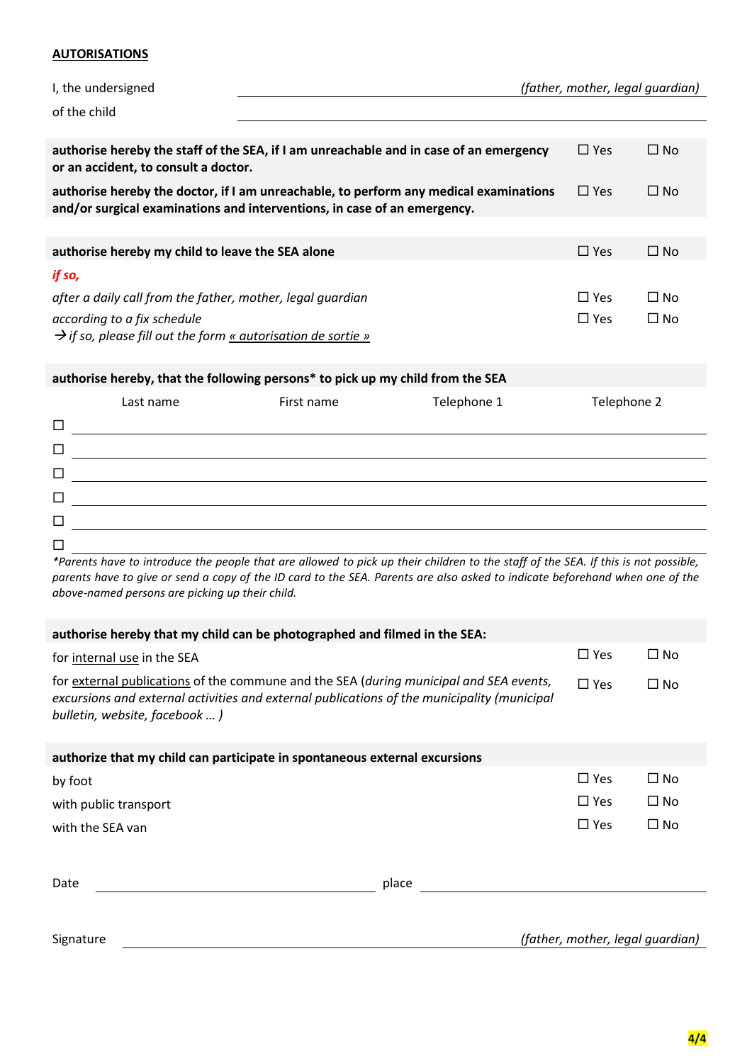**AUTORISATIONS**

I, the undersigned ______________________________ *(father, mother, legal guardian)*

of the child ______________________________

| | | |
|---|---|---|
| **authorise hereby the staff of the SEA, if I am unreachable and in case of an emergency or an accident, to consult a doctor.** | ☐ Yes | ☐ No |
| **authorise hereby the doctor, if I am unreachable, to perform any medical examinations and/or surgical examinations and interventions, in case of an emergency.** | ☐ Yes | ☐ No |

| | | |
|---|---|---|
| **authorise hereby my child to leave the SEA alone** | ☐ Yes | ☐ No |
| ***if so,*** | | |
| *after a daily call from the father, mother, legal guardian* | ☐ Yes | ☐ No |
| *according to a fix schedule* <br> → *if so, please fill out the form <u>« autorisation de sortie »</u>* | ☐ Yes | ☐ No |

**authorise hereby, that the following persons\* to pick up my child from the SEA**

| | Last name | First name | Telephone 1 | Telephone 2 |
|---|---|---|---|---|
| ☐ | | | | |
| ☐ | | | | |
| ☐ | | | | |
| ☐ | | | | |
| ☐ | | | | |
| ☐ | | | | |

*\*Parents have to introduce the people that are allowed to pick up their children to the staff of the SEA. If this is not possible, parents have to give or send a copy of the ID card to the SEA. Parents are also asked to indicate beforehand when one of the above-named persons are picking up their child.*

| | | |
|---|---|---|
| **authorise hereby that my child can be photographed and filmed in the SEA:** | | |
| for <u>internal use</u> in the SEA | ☐ Yes | ☐ No |
| for <u>external publications</u> of the commune and the SEA (*during municipal and SEA events, excursions and external activities and external publications of the municipality (municipal bulletin, website, facebook … )* | ☐ Yes | ☐ No |

| | | |
|---|---|---|
| **authorize that my child can participate in spontaneous external excursions** | | |
| by foot | ☐ Yes | ☐ No |
| with public transport | ☐ Yes | ☐ No |
| with the SEA van | ☐ Yes | ☐ No |

Date ______________________________ place ______________________________

Signature ______________________________ *(father, mother, legal guardian)*